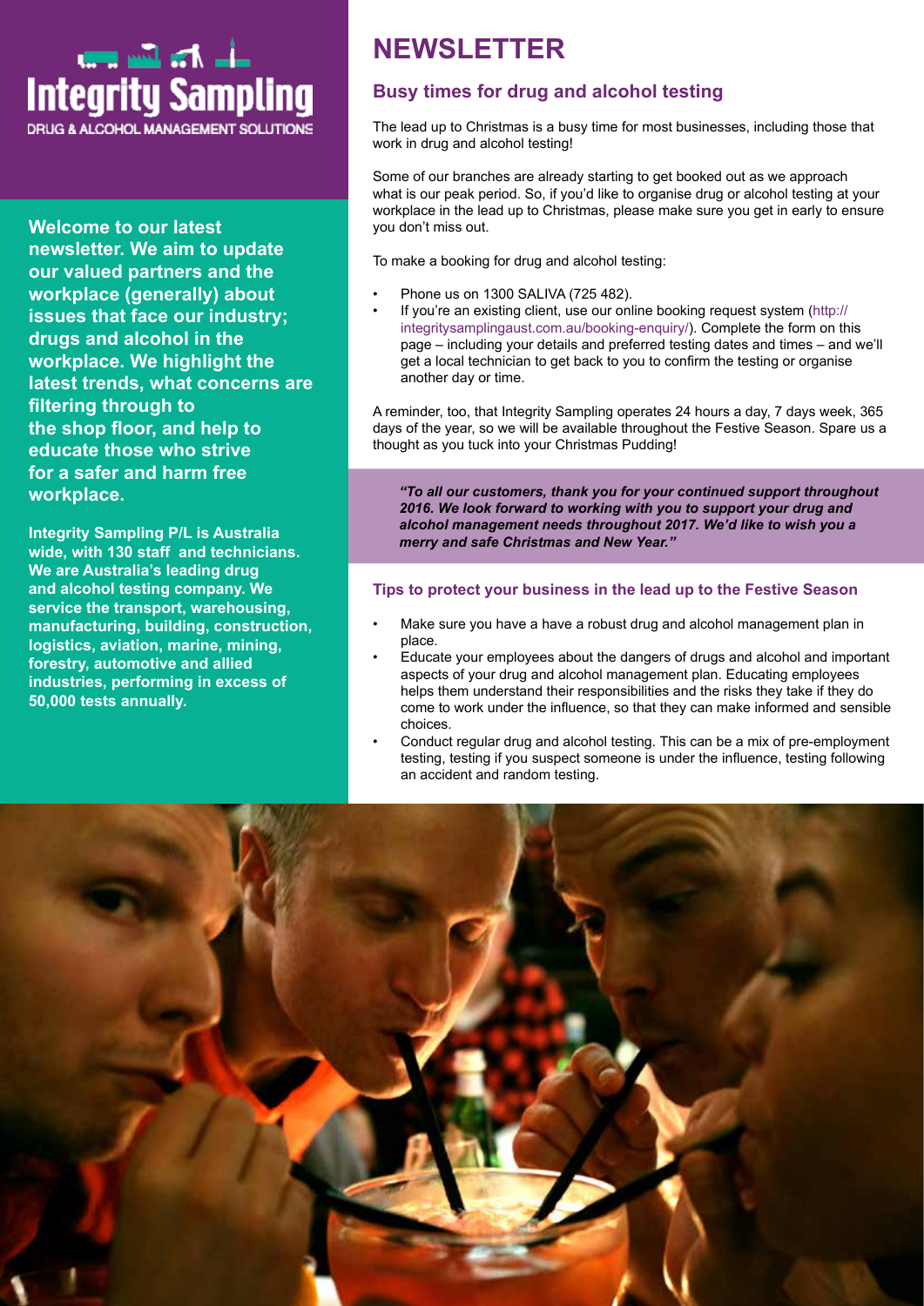**Integrity Sampling**

DRUG & ALCOHOL MANAGEMENT SOLUTIONS

**Welcome to our latest newsletter. We aim to update our valued partners and the workplace (generally) about issues that face our industry; drugs and alcohol in the workplace. We highlight the latest trends, what concerns are filtering through to the shop floor, and help to educate those who strive for a safer and harm free workplace.**

**Integrity Sampling P/L is Australia wide, with 130 staff and technicians. We are Australia's leading drug and alcohol testing company. We service the transport, warehousing, manufacturing, building, construction, logistics, aviation, marine, mining, forestry, automotive and allied industries, performing in excess of 50,000 tests annually.**

# NEWSLETTER

## Busy times for drug and alcohol testing

The lead up to Christmas is a busy time for most businesses, including those that work in drug and alcohol testing!

Some of our branches are already starting to get booked out as we approach what is our peak period. So, if you'd like to organise drug or alcohol testing at your workplace in the lead up to Christmas, please make sure you get in early to ensure you don't miss out.

To make a booking for drug and alcohol testing:

- Phone us on 1300 SALIVA (725 482).
- If you're an existing client, use our online booking request system (http://integritysamplingaust.com.au/booking-enquiry/). Complete the form on this page – including your details and preferred testing dates and times – and we'll get a local technician to get back to you to confirm the testing or organise another day or time.

A reminder, too, that Integrity Sampling operates 24 hours a day, 7 days week, 365 days of the year, so we will be available throughout the Festive Season. Spare us a thought as you tuck into your Christmas Pudding!

***"To all our customers, thank you for your continued support throughout 2016. We look forward to working with you to support your drug and alcohol management needs throughout 2017. We'd like to wish you a merry and safe Christmas and New Year."***

### Tips to protect your business in the lead up to the Festive Season

- Make sure you have a have a robust drug and alcohol management plan in place.
- Educate your employees about the dangers of drugs and alcohol and important aspects of your drug and alcohol management plan. Educating employees helps them understand their responsibilities and the risks they take if they do come to work under the influence, so that they can make informed and sensible choices.
- Conduct regular drug and alcohol testing. This can be a mix of pre-employment testing, testing if you suspect someone is under the influence, testing following an accident and random testing.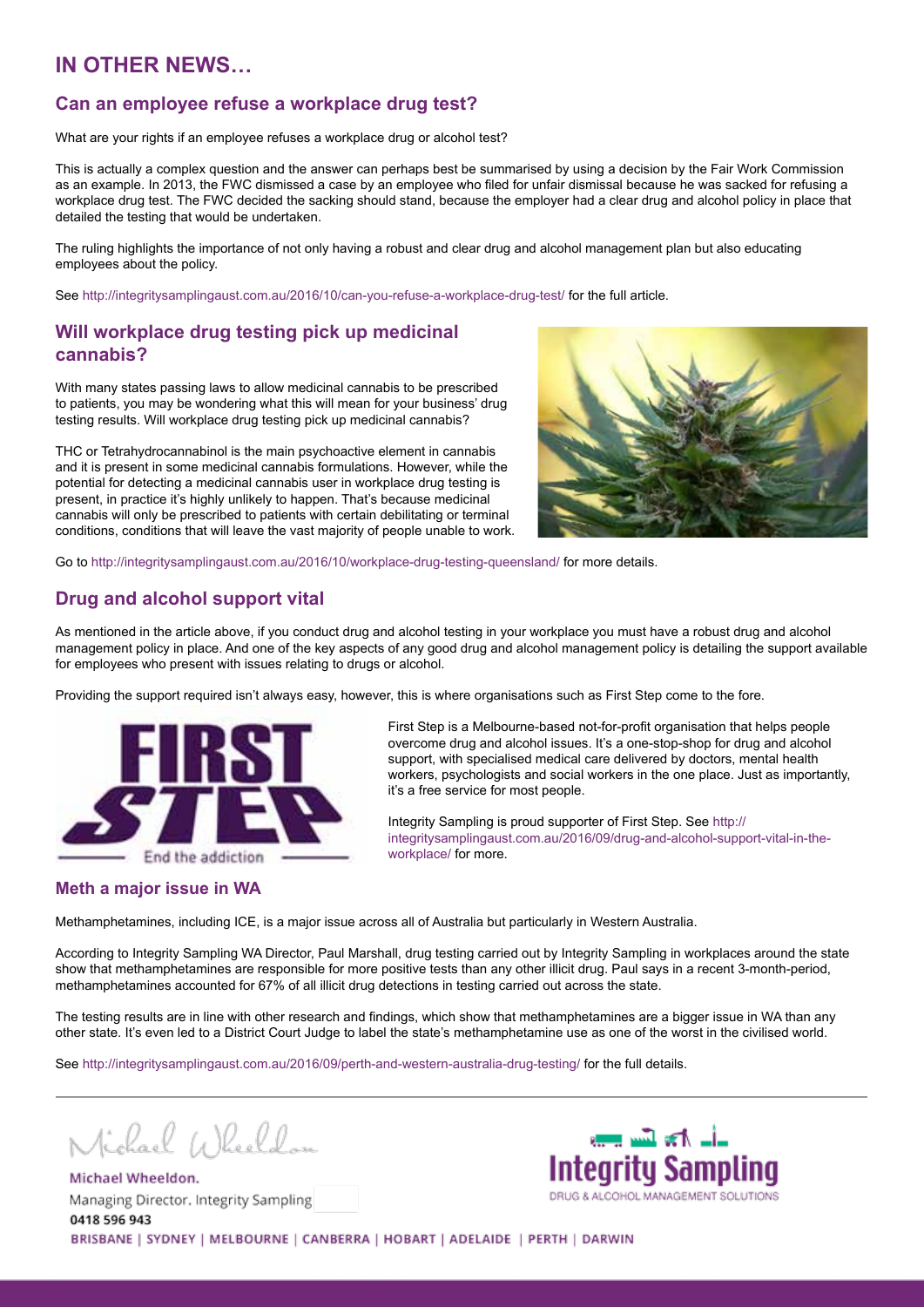# IN OTHER NEWS…

## Can an employee refuse a workplace drug test?

What are your rights if an employee refuses a workplace drug or alcohol test?

This is actually a complex question and the answer can perhaps best be summarised by using a decision by the Fair Work Commission as an example. In 2013, the FWC dismissed a case by an employee who filed for unfair dismissal because he was sacked for refusing a workplace drug test. The FWC decided the sacking should stand, because the employer had a clear drug and alcohol policy in place that detailed the testing that would be undertaken.

The ruling highlights the importance of not only having a robust and clear drug and alcohol management plan but also educating employees about the policy.

See http://integritysamplingaust.com.au/2016/10/can-you-refuse-a-workplace-drug-test/ for the full article.

## Will workplace drug testing pick up medicinal cannabis?

With many states passing laws to allow medicinal cannabis to be prescribed to patients, you may be wondering what this will mean for your business' drug testing results. Will workplace drug testing pick up medicinal cannabis?

THC or Tetrahydrocannabinol is the main psychoactive element in cannabis and it is present in some medicinal cannabis formulations. However, while the potential for detecting a medicinal cannabis user in workplace drug testing is present, in practice it's highly unlikely to happen. That's because medicinal cannabis will only be prescribed to patients with certain debilitating or terminal conditions, conditions that will leave the vast majority of people unable to work.

Go to http://integritysamplingaust.com.au/2016/10/workplace-drug-testing-queensland/ for more details.

## Drug and alcohol support vital

As mentioned in the article above, if you conduct drug and alcohol testing in your workplace you must have a robust drug and alcohol management policy in place. And one of the key aspects of any good drug and alcohol management policy is detailing the support available for employees who present with issues relating to drugs or alcohol.

Providing the support required isn't always easy, however, this is where organisations such as First Step come to the fore.

FIRST STEP
End the addiction

First Step is a Melbourne-based not-for-profit organisation that helps people overcome drug and alcohol issues. It's a one-stop-shop for drug and alcohol support, with specialised medical care delivered by doctors, mental health workers, psychologists and social workers in the one place. Just as importantly, it's a free service for most people.

Integrity Sampling is proud supporter of First Step. See http://integritysamplingaust.com.au/2016/09/drug-and-alcohol-support-vital-in-the-workplace/ for more.

## Meth a major issue in WA

Methamphetamines, including ICE, is a major issue across all of Australia but particularly in Western Australia.

According to Integrity Sampling WA Director, Paul Marshall, drug testing carried out by Integrity Sampling in workplaces around the state show that methamphetamines are responsible for more positive tests than any other illicit drug. Paul says in a recent 3-month-period, methamphetamines accounted for 67% of all illicit drug detections in testing carried out across the state.

The testing results are in line with other research and findings, which show that methamphetamines are a bigger issue in WA than any other state. It's even led to a District Court Judge to label the state's methamphetamine use as one of the worst in the civilised world.

See http://integritysamplingaust.com.au/2016/09/perth-and-western-australia-drug-testing/ for the full details.

---

Michael Wheeldon

**Michael Wheeldon.**
Managing Director. Integrity Sampling
**0418 596 943**

**BRISBANE | SYDNEY | MELBOURNE | CANBERRA | HOBART | ADELAIDE | PERTH | DARWIN**

**Integrity Sampling**
DRUG & ALCOHOL MANAGEMENT SOLUTIONS